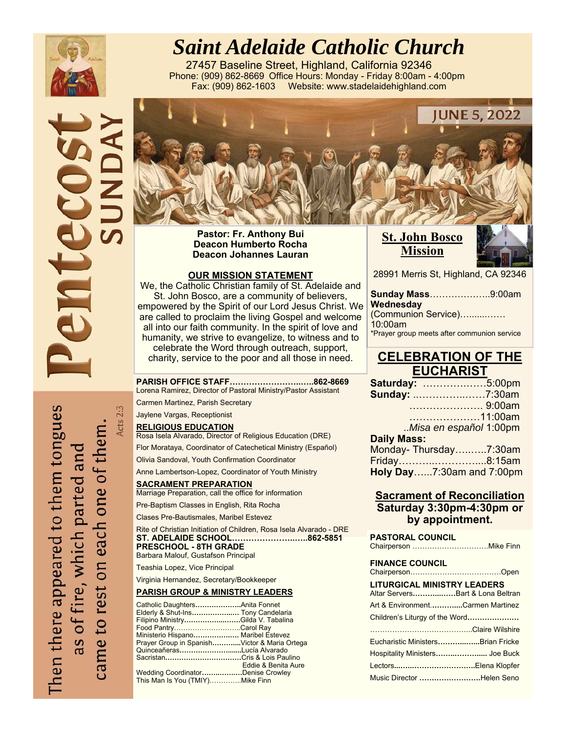# Saint Adelaide Catholic Church

27457 Baseline Street, Highland, California 92346
Phone: (909) 862-8669 Office Hours: Monday - Friday 8:00am - 4:00pm
Fax: (909) 862-1603 Website: www.stadelaidehighland.com

# Pentecost SUNDAY

JUNE 5, 2022

Then there appeared to them tongues as of fire, which parted and came to rest on each one of them.
Acts 2:3

**Pastor: Fr. Anthony Bui**
**Deacon Humberto Rocha**
**Deacon Johannes Lauran**

## OUR MISSION STATEMENT

We, the Catholic Christian family of St. Adelaide and St. John Bosco, are a community of believers, empowered by the Spirit of our Lord Jesus Christ. We are called to proclaim the living Gospel and welcome all into our faith community. In the spirit of love and humanity, we strive to evangelize, to witness and to celebrate the Word through outreach, support, charity, service to the poor and all those in need.

**PARISH OFFICE STAFF……………………..…..862-8669**
Lorena Ramirez, Director of Pastoral Ministry/Pastor Assistant
Carmen Martinez, Parish Secretary
Jaylene Vargas, Receptionist

**RELIGIOUS EDUCATION**
Rosa Isela Alvarado, Director of Religious Education (DRE)
Flor Morataya, Coordinator of Catechetical Ministry (Español)
Olivia Sandoval, Youth Confirmation Coordinator
Anne Lambertson-Lopez, Coordinator of Youth Ministry

**SACRAMENT PREPARATION**
Marriage Preparation, call the office for information
Pre-Baptism Classes in English, Rita Rocha
Clases Pre-Bautismales, Maribel Estevez
Rite of Christian Initiation of Children, Rosa Isela Alvarado - DRE

**ST. ADELAIDE SCHOOL…………………….…..862-5851**
**PRESCHOOL - 8TH GRADE**
Barbara Malouf, Gustafson Principal
Teashia Lopez, Vice Principal
Virginia Hernandez, Secretary/Bookkeeper

**PARISH GROUP & MINISTRY LEADERS**
Catholic Daughters………………..Anita Fonnet
Elderly & Shut-Ins……………..… Tony Candelaria
Filipino Ministry……………..…..Gilda V. Tabalina
Food Pantry……………………….Carol Ray
Ministerio Hispano……………….. Maribel Estevez
Prayer Group in Spanish………...Victor & Maria Ortega
Quinceañeras…………………......Lucía Alvarado
Sacristan…………………………..Cris & Lois Paulino
Eddie & Benita Aure
Wedding Coordinator……..……...Denise Crowley
This Man Is You (TMIY)…………..Mike Finn

## St. John Bosco Mission

28991 Merris St, Highland, CA 92346

**Sunday Mass**………………..9:00am
**Wednesday**
(Communion Service)…......…… 10:00am
*Prayer group meets after communion service

## CELEBRATION OF THE EUCHARIST

**Saturday:** ………………5:00pm
**Sunday:** ..…………..……7:30am
…………………. 9:00am
…………………11:00am
..*Misa en español* 1:00pm
**Daily Mass:**
Monday- Thursday……….7:30am
Friday………..…………...8:15am
**Holy Day**…...7:30am and 7:00pm

## Sacrament of Reconciliation
**Saturday 3:30pm-4:30pm or by appointment.**

**PASTORAL COUNCIL**
Chairperson …………………………Mike Finn

**FINANCE COUNCIL**
Chairperson………………………………Open

**LITURGICAL MINISTRY LEADERS**
Altar Servers…………..……Bart & Lona Beltran
Art & Environment………....Carmen Martinez
Children's Liturgy of the Word…………………
……………………………………Claire Wilshire
Eucharistic Ministers…………..…..Brian Fricke
Hospitality Ministers……..……….... Joe Buck
Lectors...……..……………………Elena Klopfer
Music Director ……………………Helen Seno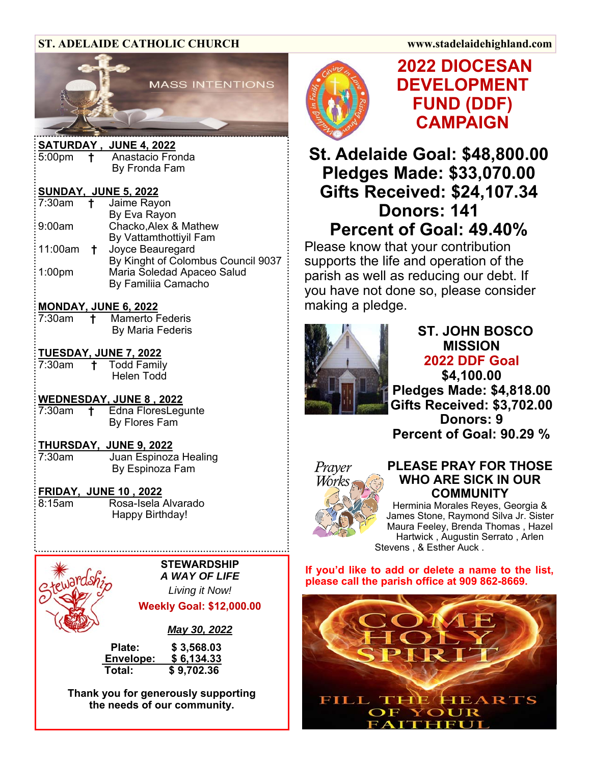ST. ADELAIDE CATHOLIC CHURCH www.stadelaidehighland.com

## MASS INTENTIONS

**SATURDAY , JUNE 4, 2022**
5:00pm † Anastacio Fronda
By Fronda Fam

**SUNDAY, JUNE 5, 2022**
7:30am † Jaime Rayon
By Eva Rayon
9:00am Chacko,Alex & Mathew
By Vattamthottiyil Fam
11:00am † Joyce Beauregard
By Kinght of Colombus Council 9037
1:00pm Maria Soledad Apaceo Salud
By Familiia Camacho

**MONDAY, JUNE 6, 2022**
7:30am † Mamerto Federis
By Maria Federis

**TUESDAY, JUNE 7, 2022**
7:30am † Todd Family
Helen Todd

**WEDNESDAY, JUNE 8 , 2022**
7:30am † Edna FloresLegunte
By Flores Fam

**THURSDAY, JUNE 9, 2022**
7:30am Juan Espinoza Healing
By Espinoza Fam

**FRIDAY, JUNE 10 , 2022**
8:15am Rosa-Isela Alvarado
Happy Birthday!

## STEWARDSHIP
*A WAY OF LIFE*
*Living it Now!*

**Weekly Goal: $12,000.00**

***May 30, 2022***

| | |
|---|---|
| **Plate:** | **$ 3,568.03** |
| **Envelope:** | **$ 6,134.33** |
| **Total:** | **$ 9,702.36** |

**Thank you for generously supporting the needs of our community.**

## 2022 DIOCESAN DEVELOPMENT FUND (DDF) CAMPAIGN

**St. Adelaide Goal: $48,800.00**
**Pledges Made: $33,070.00**
**Gifts Received: $24,107.34**
**Donors: 141**
**Percent of Goal: 49.40%**

Please know that your contribution supports the life and operation of the parish as well as reducing our debt. If you have not done so, please consider making a pledge.

## ST. JOHN BOSCO MISSION

**2022 DDF Goal**
**$4,100.00**
**Pledges Made: $4,818.00**
**Gifts Received: $3,702.00**
**Donors: 9**
**Percent of Goal: 90.29 %**

## PLEASE PRAY FOR THOSE WHO ARE SICK IN OUR COMMUNITY

Herminia Morales Reyes, Georgia & James Stone, Raymond Silva Jr. Sister Maura Feeley, Brenda Thomas , Hazel Hartwick , Augustin Serrato , Arlen Stevens , & Esther Auck .

**If you'd like to add or delete a name to the list, please call the parish office at 909 862-8669.**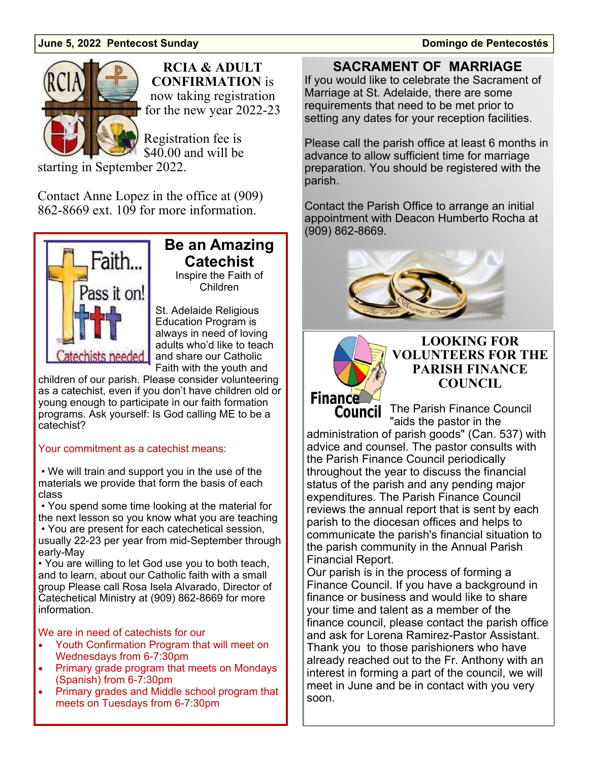## RCIA & ADULT CONFIRMATION

**RCIA & ADULT CONFIRMATION** is now taking registration for the new year 2022-23

Registration fee is $40.00 and will be starting in September 2022.

Contact Anne Lopez in the office at (909) 862-8669 ext. 109 for more information.

## Be an Amazing Catechist

Inspire the Faith of Children

St. Adelaide Religious Education Program is always in need of loving adults who'd like to teach and share our Catholic Faith with the youth and children of our parish. Please consider volunteering as a catechist, even if you don't have children old or young enough to participate in our faith formation programs. Ask yourself: Is God calling ME to be a catechist?

Your commitment as a catechist means:

- We will train and support you in the use of the materials we provide that form the basis of each class
- You spend some time looking at the material for the next lesson so you know what you are teaching
- You are present for each catechetical session, usually 22-23 per year from mid-September through early-May
- You are willing to let God use you to both teach, and to learn, about our Catholic faith with a small group Please call Rosa Isela Alvarado, Director of Catechetical Ministry at (909) 862-8669 for more information.

We are in need of catechists for our

- Youth Confirmation Program that will meet on Wednesdays from 6-7:30pm
- Primary grade program that meets on Mondays (Spanish) from 6-7:30pm
- Primary grades and Middle school program that meets on Tuesdays from 6-7:30pm

## SACRAMENT OF MARRIAGE

If you would like to celebrate the Sacrament of Marriage at St. Adelaide, there are some requirements that need to be met prior to setting any dates for your reception facilities.

Please call the parish office at least 6 months in advance to allow sufficient time for marriage preparation. You should be registered with the parish.

Contact the Parish Office to arrange an initial appointment with Deacon Humberto Rocha at (909) 862-8669.

## LOOKING FOR VOLUNTEERS FOR THE PARISH FINANCE COUNCIL

The Parish Finance Council "aids the pastor in the administration of parish goods" (Can. 537) with advice and counsel. The pastor consults with the Parish Finance Council periodically throughout the year to discuss the financial status of the parish and any pending major expenditures. The Parish Finance Council reviews the annual report that is sent by each parish to the diocesan offices and helps to communicate the parish's financial situation to the parish community in the Annual Parish Financial Report.

Our parish is in the process of forming a Finance Council. If you have a background in finance or business and would like to share your time and talent as a member of the finance council, please contact the parish office and ask for Lorena Ramirez-Pastor Assistant. Thank you to those parishioners who have already reached out to the Fr. Anthony with an interest in forming a part of the council, we will meet in June and be in contact with you very soon.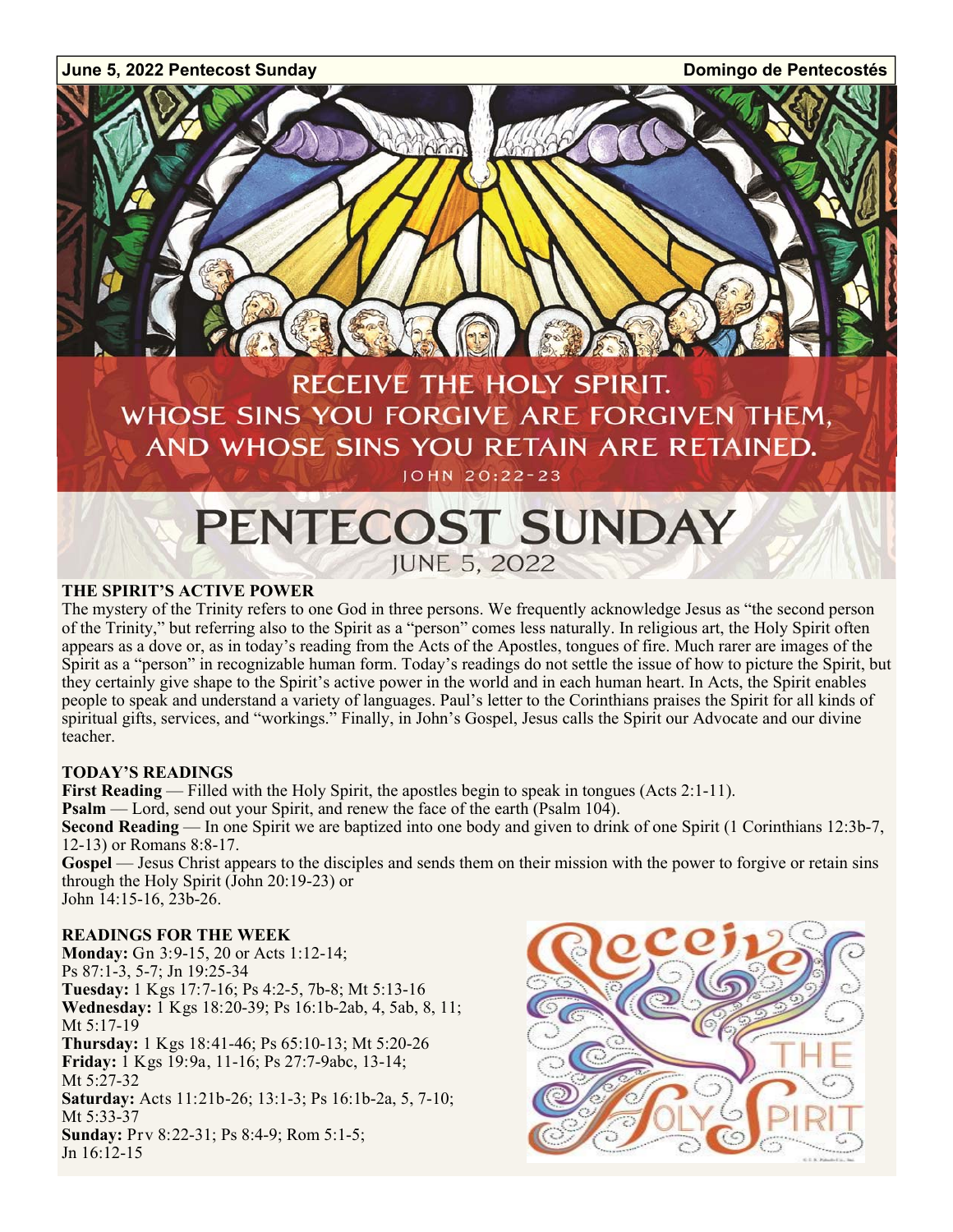June 5, 2022 Pentecost Sunday — Domingo de Pentecostés

RECEIVE THE HOLY SPIRIT.
WHOSE SINS YOU FORGIVE ARE FORGIVEN THEM,
AND WHOSE SINS YOU RETAIN ARE RETAINED.

JOHN 20:22-23

# PENTECOST SUNDAY

JUNE 5, 2022

### THE SPIRIT'S ACTIVE POWER

The mystery of the Trinity refers to one God in three persons. We frequently acknowledge Jesus as "the second person of the Trinity," but referring also to the Spirit as a "person" comes less naturally. In religious art, the Holy Spirit often appears as a dove or, as in today's reading from the Acts of the Apostles, tongues of fire. Much rarer are images of the Spirit as a "person" in recognizable human form. Today's readings do not settle the issue of how to picture the Spirit, but they certainly give shape to the Spirit's active power in the world and in each human heart. In Acts, the Spirit enables people to speak and understand a variety of languages. Paul's letter to the Corinthians praises the Spirit for all kinds of spiritual gifts, services, and "workings." Finally, in John's Gospel, Jesus calls the Spirit our Advocate and our divine teacher.

### TODAY'S READINGS

**First Reading** — Filled with the Holy Spirit, the apostles begin to speak in tongues (Acts 2:1-11).

**Psalm** — Lord, send out your Spirit, and renew the face of the earth (Psalm 104).

**Second Reading** — In one Spirit we are baptized into one body and given to drink of one Spirit (1 Corinthians 12:3b-7, 12-13) or Romans 8:8-17.

**Gospel** — Jesus Christ appears to the disciples and sends them on their mission with the power to forgive or retain sins through the Holy Spirit (John 20:19-23) or John 14:15-16, 23b-26.

### READINGS FOR THE WEEK

**Monday:** Gn 3:9-15, 20 or Acts 1:12-14; Ps 87:1-3, 5-7; Jn 19:25-34

**Tuesday:** 1 Kgs 17:7-16; Ps 4:2-5, 7b-8; Mt 5:13-16

**Wednesday:** 1 Kgs 18:20-39; Ps 16:1b-2ab, 4, 5ab, 8, 11; Mt 5:17-19

**Thursday:** 1 Kgs 18:41-46; Ps 65:10-13; Mt 5:20-26

**Friday:** 1 Kgs 19:9a, 11-16; Ps 27:7-9abc, 13-14; Mt 5:27-32

**Saturday:** Acts 11:21b-26; 13:1-3; Ps 16:1b-2a, 5, 7-10; Mt 5:33-37

**Sunday:** Prv 8:22-31; Ps 8:4-9; Rom 5:1-5; Jn 16:12-15

Receive THE Holy Spirit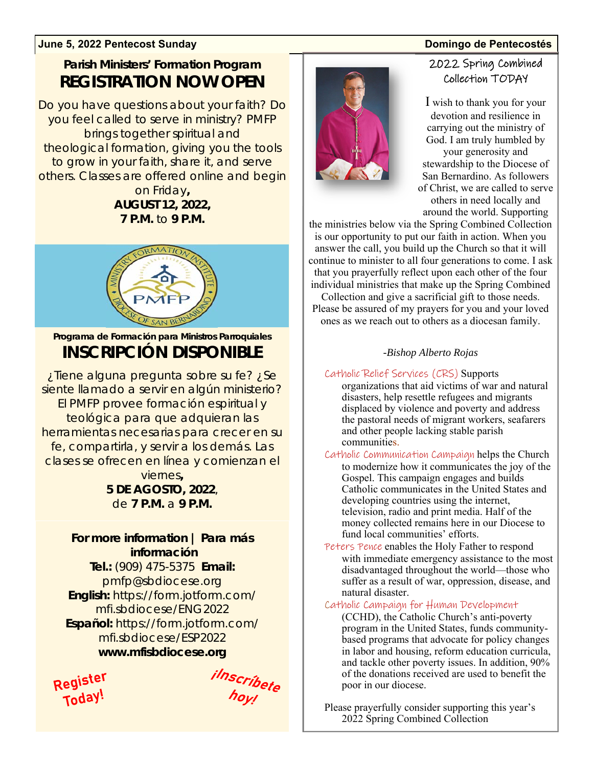June 5, 2022 Pentecost Sunday — Domingo de Pentecostés

## Parish Ministers' Formation Program

# REGISTRATION NOW OPEN

Do you have questions about your faith? Do you feel called to serve in ministry? PMFP brings together spiritual and theological formation, giving you the tools to grow in your faith, share it, and serve others. Classes are offered online and begin on Friday**,**
**AUGUST 12, 2022,**
**7 P.M.** to **9 P.M.**

## Programa de Formación para Ministros Parroquiales

# INSCRIPCIÓN DISPONIBLE

¿Tiene alguna pregunta sobre su fe? ¿Se siente llamado a servir en algún ministerio? El PMFP provee formación espiritual y teológica para que adquieran las herramientas necesarias para crecer en su fe, compartirla, y servir a los demás. Las clases se ofrecen en línea y comienzan el viernes**,**
**5 DE AGOSTO, 2022**,
de **7 P.M.** a **9 P.M.**

**For more information | Para más información**
**Tel.:** (909) 475-5375 **Email:** pmfp@sbdiocese.org
**English:** https://form.jotform.com/mfi.sbdiocese/ENG2022
**Español:** https://form.jotform.com/mfi.sbdiocese/ESP2022
**www.mfisbdiocese.org**

**Register Today!** **¡Inscríbete hoy!**

## 2022 Spring Combined Collection TODAY

I wish to thank you for your devotion and resilience in carrying out the ministry of God. I am truly humbled by your generosity and stewardship to the Diocese of San Bernardino. As followers of Christ, we are called to serve others in need locally and around the world. Supporting the ministries below via the Spring Combined Collection is our opportunity to put our faith in action. When you answer the call, you build up the Church so that it will continue to minister to all four generations to come. I ask that you prayerfully reflect upon each other of the four individual ministries that make up the Spring Combined Collection and give a sacrificial gift to those needs. Please be assured of my prayers for you and your loved ones as we reach out to others as a diocesan family.

*-Bishop Alberto Rojas*

- Catholic Relief Services (CRS) Supports organizations that aid victims of war and natural disasters, help resettle refugees and migrants displaced by violence and poverty and address the pastoral needs of migrant workers, seafarers and other people lacking stable parish communities.
- Catholic Communication Campaign helps the Church to modernize how it communicates the joy of the Gospel. This campaign engages and builds Catholic communicates in the United States and developing countries using the internet, television, radio and print media. Half of the money collected remains here in our Diocese to fund local communities' efforts.
- Peters Pence enables the Holy Father to respond with immediate emergency assistance to the most disadvantaged throughout the world—those who suffer as a result of war, oppression, disease, and natural disaster.
- Catholic Campaign for Human Development (CCHD), the Catholic Church's anti-poverty program in the United States, funds community-based programs that advocate for policy changes in labor and housing, reform education curricula, and tackle other poverty issues. In addition, 90% of the donations received are used to benefit the poor in our diocese.

Please prayerfully consider supporting this year's 2022 Spring Combined Collection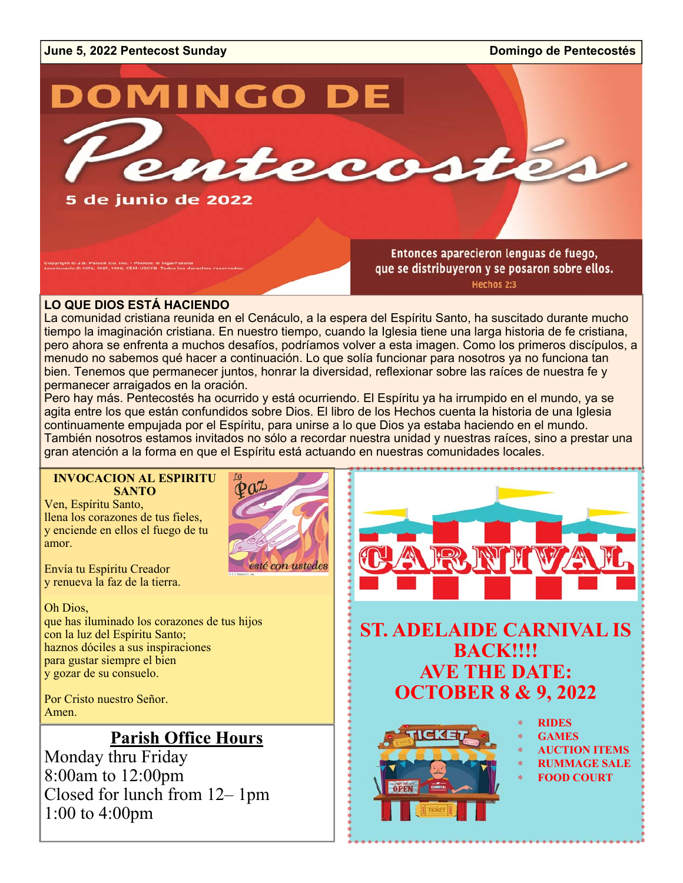June 5, 2022 Pentecost Sunday — Domingo de Pentecostés

# DOMINGO DE Pentecostés

5 de junio de 2022

Copyright © J.S. Paluch Co. Inc. • Photos: © ingo/Fotolia
Leccionario © 1976, 1987, 1998, CEM-USCCB. Todos los derechos reservados.

Entonces aparecieron lenguas de fuego, que se distribuyeron y se posaron sobre ellos.
Hechos 2:3

## LO QUE DIOS ESTÁ HACIENDO

La comunidad cristiana reunida en el Cenáculo, a la espera del Espíritu Santo, ha suscitado durante mucho tiempo la imaginación cristiana. En nuestro tiempo, cuando la Iglesia tiene una larga historia de fe cristiana, pero ahora se enfrenta a muchos desafíos, podríamos volver a esta imagen. Como los primeros discípulos, a menudo no sabemos qué hacer a continuación. Lo que solía funcionar para nosotros ya no funciona tan bien. Tenemos que permanecer juntos, honrar la diversidad, reflexionar sobre las raíces de nuestra fe y permanecer arraigados en la oración.

Pero hay más. Pentecostés ha ocurrido y está ocurriendo. El Espíritu ya ha irrumpido en el mundo, ya se agita entre los que están confundidos sobre Dios. El libro de los Hechos cuenta la historia de una Iglesia continuamente empujada por el Espíritu, para unirse a lo que Dios ya estaba haciendo en el mundo. También nosotros estamos invitados no sólo a recordar nuestra unidad y nuestras raíces, sino a prestar una gran atención a la forma en que el Espíritu está actuando en nuestras comunidades locales.

## INVOCACION AL ESPIRITU SANTO

Ven, Espíritu Santo,
llena los corazones de tus fieles,
y enciende en ellos el fuego de tu amor.

Envía tu Espíritu Creador
y renueva la faz de la tierra.

Oh Dios,
que has iluminado los corazones de tus hijos
con la luz del Espíritu Santo;
haznos dóciles a sus inspiraciones
para gustar siempre el bien
y gozar de su consuelo.

Por Cristo nuestro Señor.
Amen.

La Paz esté con ustedes

## Parish Office Hours

Monday thru Friday
8:00am to 12:00pm
Closed for lunch from 12– 1pm
1:00 to 4:00pm

## CARNIVAL

**ST. ADELAIDE CARNIVAL IS BACK!!!!**
**AVE THE DATE: OCTOBER 8 & 9, 2022**

* RIDES
* GAMES
* AUCTION ITEMS
* RUMMAGE SALE
* FOOD COURT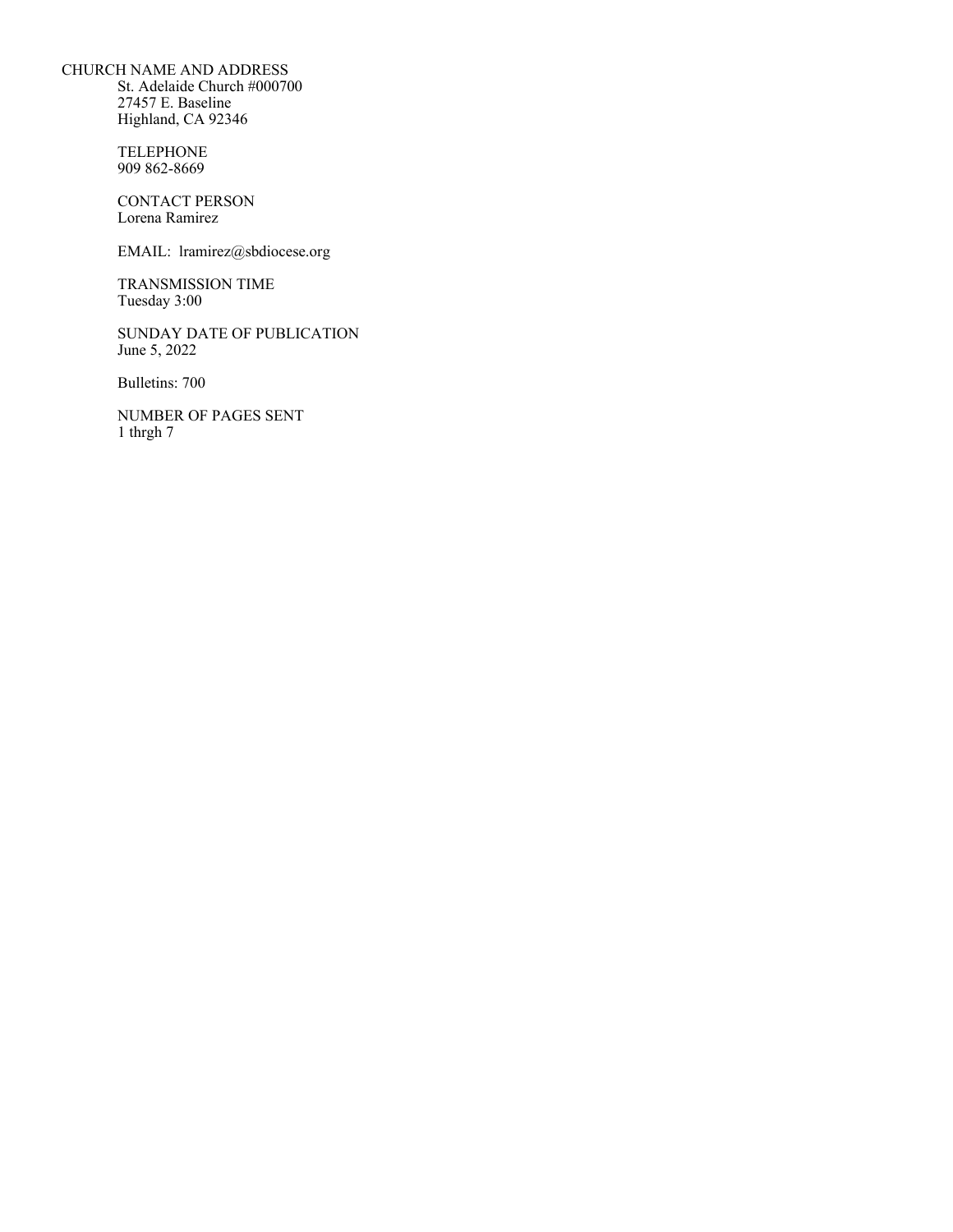CHURCH NAME AND ADDRESS

St. Adelaide Church #000700
27457 E. Baseline
Highland, CA 92346

TELEPHONE
909 862-8669

CONTACT PERSON
Lorena Ramirez

EMAIL: lramirez@sbdiocese.org

TRANSMISSION TIME
Tuesday 3:00

SUNDAY DATE OF PUBLICATION
June 5, 2022

Bulletins: 700

NUMBER OF PAGES SENT
1 thrgh 7